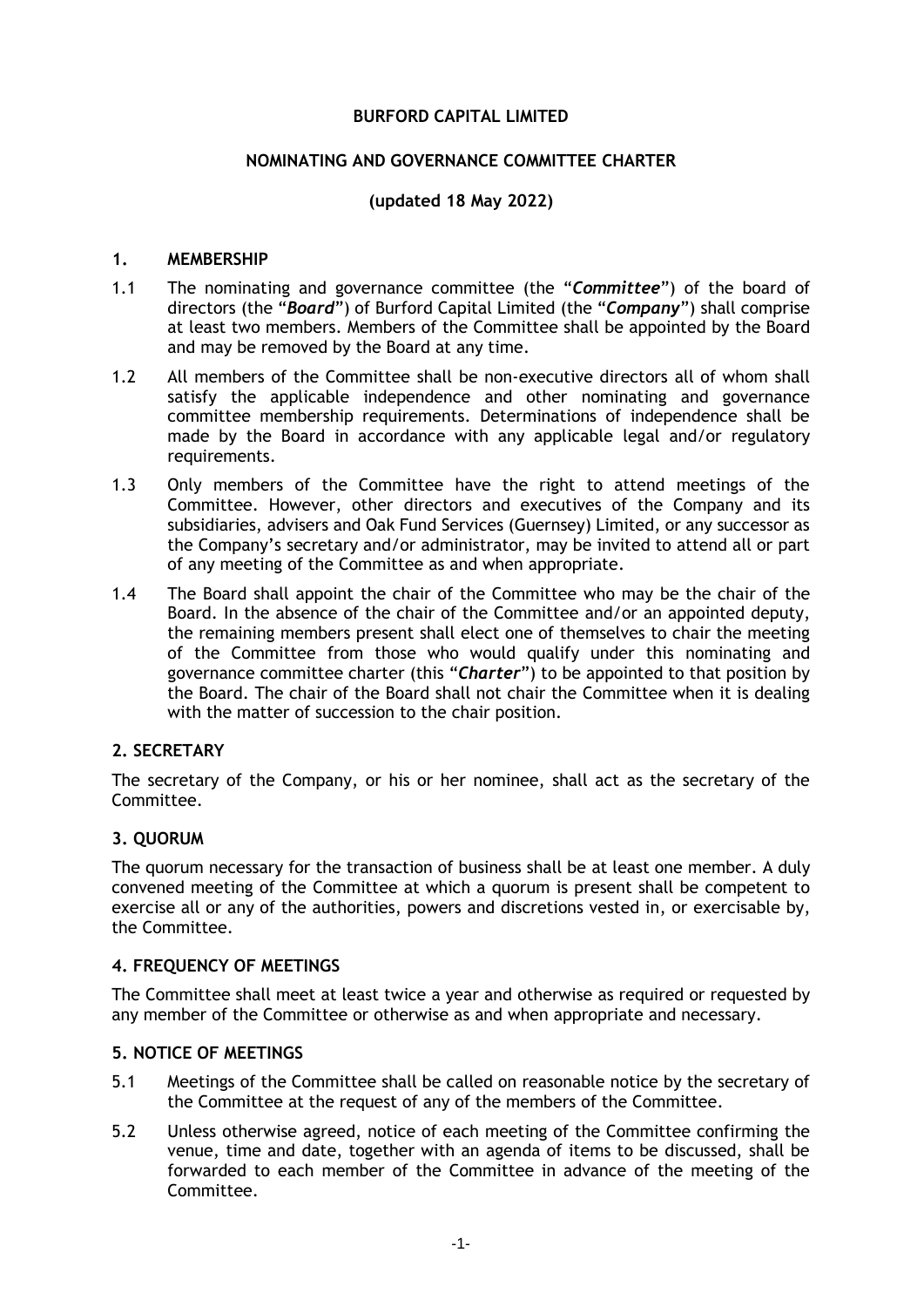**BURFORD CAPITAL LIMITED**

**NOMINATING AND GOVERNANCE COMMITTEE CHARTER**

**(updated 18 May 2022)**

## 1. MEMBERSHIP

1.1 The nominating and governance committee (the "***Committee***") of the board of directors (the "***Board***") of Burford Capital Limited (the "***Company***") shall comprise at least two members. Members of the Committee shall be appointed by the Board and may be removed by the Board at any time.

1.2 All members of the Committee shall be non-executive directors all of whom shall satisfy the applicable independence and other nominating and governance committee membership requirements. Determinations of independence shall be made by the Board in accordance with any applicable legal and/or regulatory requirements.

1.3 Only members of the Committee have the right to attend meetings of the Committee. However, other directors and executives of the Company and its subsidiaries, advisers and Oak Fund Services (Guernsey) Limited, or any successor as the Company's secretary and/or administrator, may be invited to attend all or part of any meeting of the Committee as and when appropriate.

1.4 The Board shall appoint the chair of the Committee who may be the chair of the Board. In the absence of the chair of the Committee and/or an appointed deputy, the remaining members present shall elect one of themselves to chair the meeting of the Committee from those who would qualify under this nominating and governance committee charter (this "***Charter***") to be appointed to that position by the Board. The chair of the Board shall not chair the Committee when it is dealing with the matter of succession to the chair position.

## 2. SECRETARY

The secretary of the Company, or his or her nominee, shall act as the secretary of the Committee.

## 3. QUORUM

The quorum necessary for the transaction of business shall be at least one member. A duly convened meeting of the Committee at which a quorum is present shall be competent to exercise all or any of the authorities, powers and discretions vested in, or exercisable by, the Committee.

## 4. FREQUENCY OF MEETINGS

The Committee shall meet at least twice a year and otherwise as required or requested by any member of the Committee or otherwise as and when appropriate and necessary.

## 5. NOTICE OF MEETINGS

5.1 Meetings of the Committee shall be called on reasonable notice by the secretary of the Committee at the request of any of the members of the Committee.

5.2 Unless otherwise agreed, notice of each meeting of the Committee confirming the venue, time and date, together with an agenda of items to be discussed, shall be forwarded to each member of the Committee in advance of the meeting of the Committee.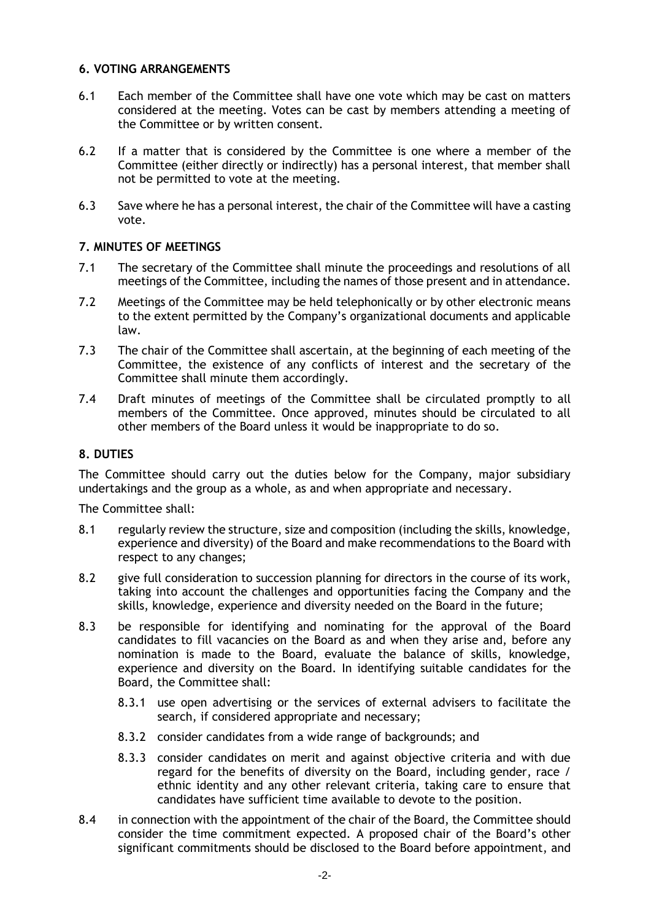## 6. VOTING ARRANGEMENTS

6.1 Each member of the Committee shall have one vote which may be cast on matters considered at the meeting. Votes can be cast by members attending a meeting of the Committee or by written consent.

6.2 If a matter that is considered by the Committee is one where a member of the Committee (either directly or indirectly) has a personal interest, that member shall not be permitted to vote at the meeting.

6.3 Save where he has a personal interest, the chair of the Committee will have a casting vote.

## 7. MINUTES OF MEETINGS

7.1 The secretary of the Committee shall minute the proceedings and resolutions of all meetings of the Committee, including the names of those present and in attendance.

7.2 Meetings of the Committee may be held telephonically or by other electronic means to the extent permitted by the Company's organizational documents and applicable law.

7.3 The chair of the Committee shall ascertain, at the beginning of each meeting of the Committee, the existence of any conflicts of interest and the secretary of the Committee shall minute them accordingly.

7.4 Draft minutes of meetings of the Committee shall be circulated promptly to all members of the Committee. Once approved, minutes should be circulated to all other members of the Board unless it would be inappropriate to do so.

## 8. DUTIES

The Committee should carry out the duties below for the Company, major subsidiary undertakings and the group as a whole, as and when appropriate and necessary.

The Committee shall:

8.1 regularly review the structure, size and composition (including the skills, knowledge, experience and diversity) of the Board and make recommendations to the Board with respect to any changes;

8.2 give full consideration to succession planning for directors in the course of its work, taking into account the challenges and opportunities facing the Company and the skills, knowledge, experience and diversity needed on the Board in the future;

8.3 be responsible for identifying and nominating for the approval of the Board candidates to fill vacancies on the Board as and when they arise and, before any nomination is made to the Board, evaluate the balance of skills, knowledge, experience and diversity on the Board. In identifying suitable candidates for the Board, the Committee shall:

  8.3.1 use open advertising or the services of external advisers to facilitate the search, if considered appropriate and necessary;

  8.3.2 consider candidates from a wide range of backgrounds; and

  8.3.3 consider candidates on merit and against objective criteria and with due regard for the benefits of diversity on the Board, including gender, race / ethnic identity and any other relevant criteria, taking care to ensure that candidates have sufficient time available to devote to the position.

8.4 in connection with the appointment of the chair of the Board, the Committee should consider the time commitment expected. A proposed chair of the Board's other significant commitments should be disclosed to the Board before appointment, and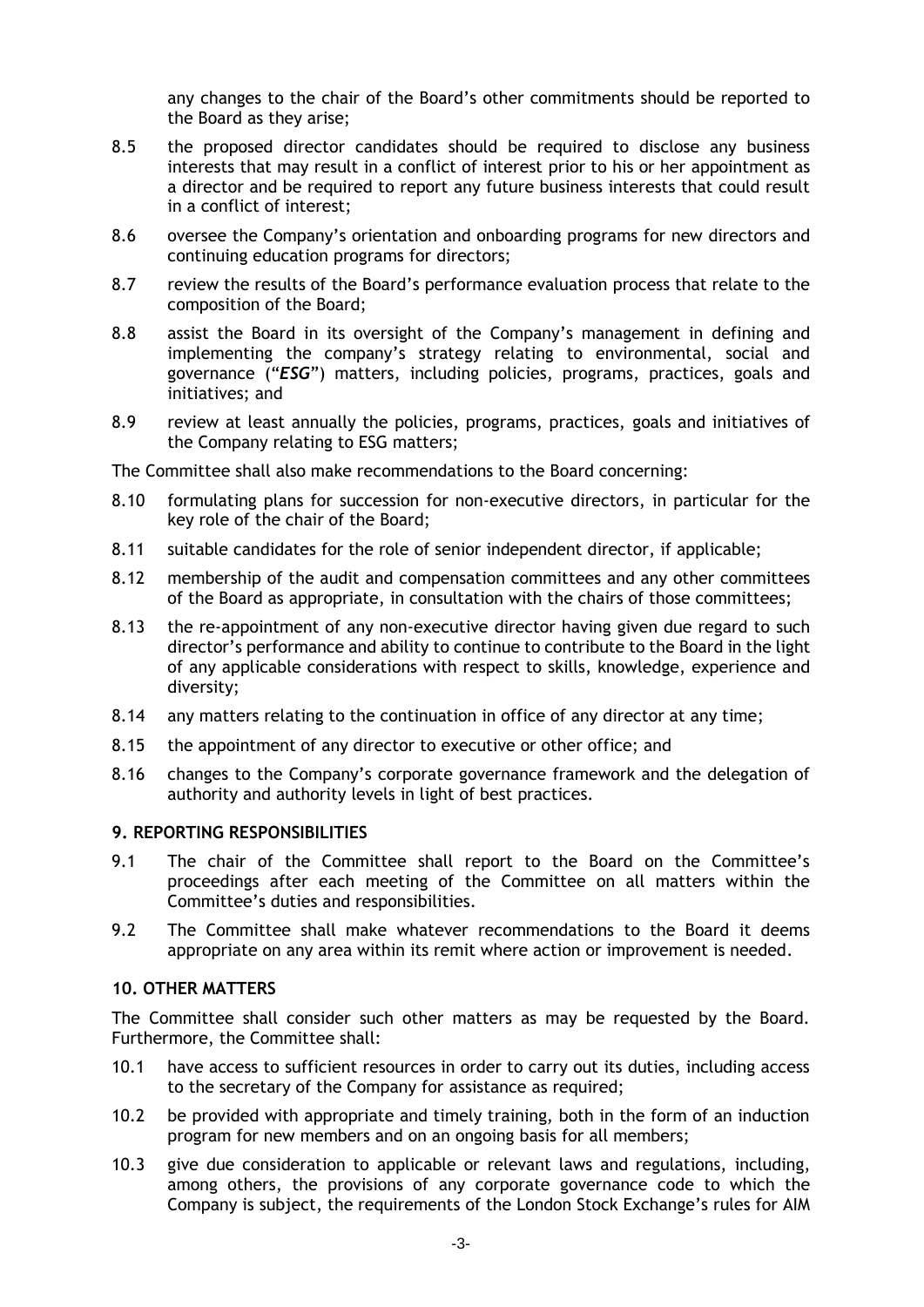any changes to the chair of the Board's other commitments should be reported to the Board as they arise;

8.5 the proposed director candidates should be required to disclose any business interests that may result in a conflict of interest prior to his or her appointment as a director and be required to report any future business interests that could result in a conflict of interest;

8.6 oversee the Company's orientation and onboarding programs for new directors and continuing education programs for directors;

8.7 review the results of the Board's performance evaluation process that relate to the composition of the Board;

8.8 assist the Board in its oversight of the Company's management in defining and implementing the company's strategy relating to environmental, social and governance ("***ESG***") matters, including policies, programs, practices, goals and initiatives; and

8.9 review at least annually the policies, programs, practices, goals and initiatives of the Company relating to ESG matters;

The Committee shall also make recommendations to the Board concerning:

8.10 formulating plans for succession for non-executive directors, in particular for the key role of the chair of the Board;

8.11 suitable candidates for the role of senior independent director, if applicable;

8.12 membership of the audit and compensation committees and any other committees of the Board as appropriate, in consultation with the chairs of those committees;

8.13 the re-appointment of any non-executive director having given due regard to such director's performance and ability to continue to contribute to the Board in the light of any applicable considerations with respect to skills, knowledge, experience and diversity;

8.14 any matters relating to the continuation in office of any director at any time;

8.15 the appointment of any director to executive or other office; and

8.16 changes to the Company's corporate governance framework and the delegation of authority and authority levels in light of best practices.

## 9. REPORTING RESPONSIBILITIES

9.1 The chair of the Committee shall report to the Board on the Committee's proceedings after each meeting of the Committee on all matters within the Committee's duties and responsibilities.

9.2 The Committee shall make whatever recommendations to the Board it deems appropriate on any area within its remit where action or improvement is needed.

## 10. OTHER MATTERS

The Committee shall consider such other matters as may be requested by the Board. Furthermore, the Committee shall:

10.1 have access to sufficient resources in order to carry out its duties, including access to the secretary of the Company for assistance as required;

10.2 be provided with appropriate and timely training, both in the form of an induction program for new members and on an ongoing basis for all members;

10.3 give due consideration to applicable or relevant laws and regulations, including, among others, the provisions of any corporate governance code to which the Company is subject, the requirements of the London Stock Exchange's rules for AIM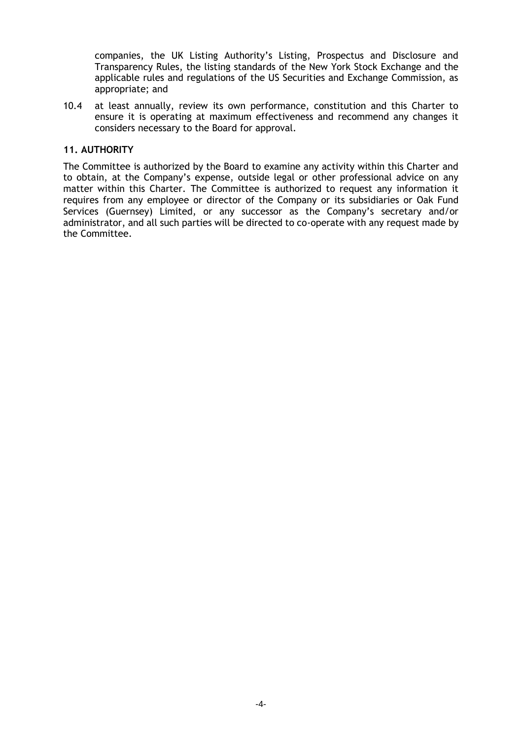companies, the UK Listing Authority's Listing, Prospectus and Disclosure and Transparency Rules, the listing standards of the New York Stock Exchange and the applicable rules and regulations of the US Securities and Exchange Commission, as appropriate; and

10.4 at least annually, review its own performance, constitution and this Charter to ensure it is operating at maximum effectiveness and recommend any changes it considers necessary to the Board for approval.

**11. AUTHORITY**

The Committee is authorized by the Board to examine any activity within this Charter and to obtain, at the Company's expense, outside legal or other professional advice on any matter within this Charter. The Committee is authorized to request any information it requires from any employee or director of the Company or its subsidiaries or Oak Fund Services (Guernsey) Limited, or any successor as the Company's secretary and/or administrator, and all such parties will be directed to co-operate with any request made by the Committee.